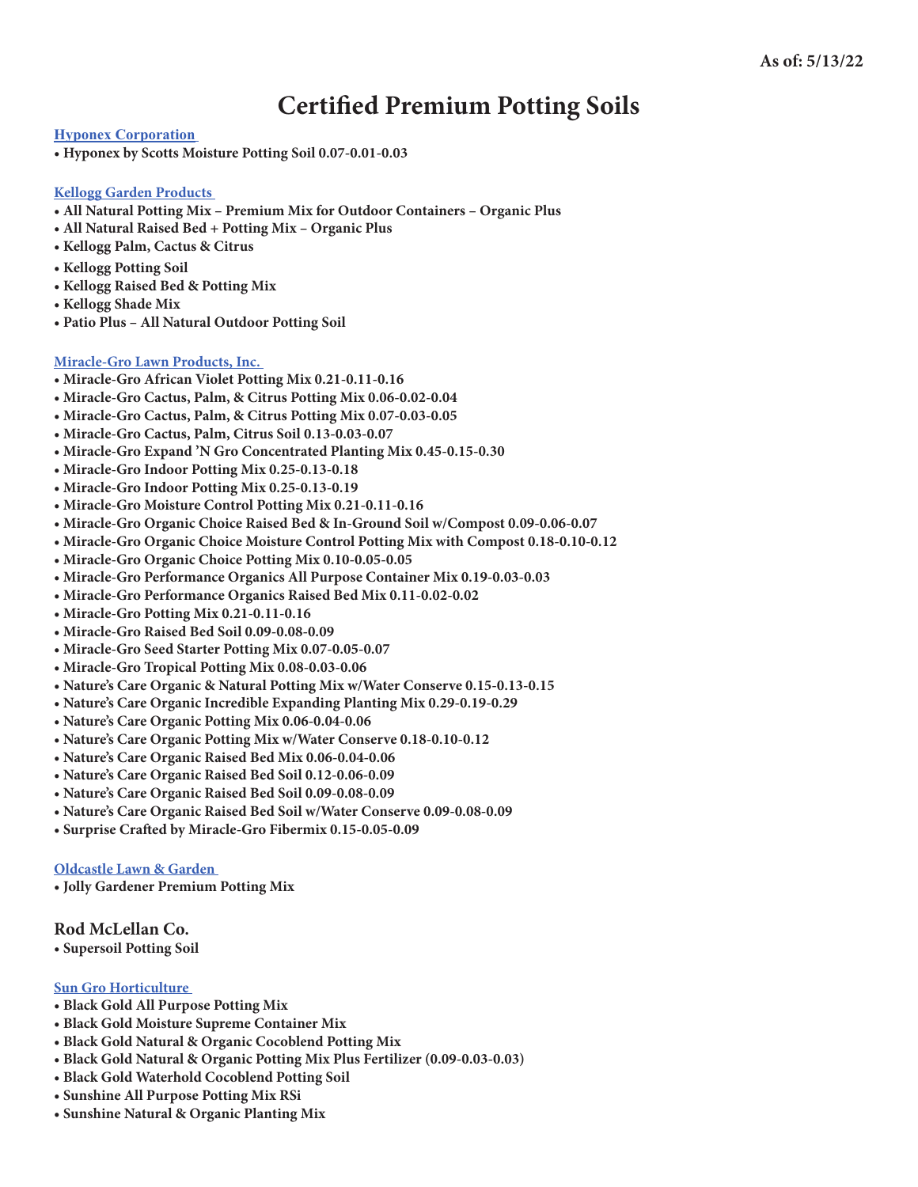As of: 5/13/22

# Certified Premium Potting Soils

## Hyponex Corporation

- **Hyponex by Scotts Moisture Potting Soil 0.07-0.01-0.03**

## Kellogg Garden Products

- **All Natural Potting Mix – Premium Mix for Outdoor Containers – Organic Plus**
- **All Natural Raised Bed + Potting Mix – Organic Plus**
- **Kellogg Palm, Cactus & Citrus**
- **Kellogg Potting Soil**
- **Kellogg Raised Bed & Potting Mix**
- **Kellogg Shade Mix**
- **Patio Plus – All Natural Outdoor Potting Soil**

## Miracle-Gro Lawn Products, Inc.

- **Miracle-Gro African Violet Potting Mix 0.21-0.11-0.16**
- **Miracle-Gro Cactus, Palm, & Citrus Potting Mix 0.06-0.02-0.04**
- **Miracle-Gro Cactus, Palm, & Citrus Potting Mix 0.07-0.03-0.05**
- **Miracle-Gro Cactus, Palm, Citrus Soil 0.13-0.03-0.07**
- **Miracle-Gro Expand 'N Gro Concentrated Planting Mix 0.45-0.15-0.30**
- **Miracle-Gro Indoor Potting Mix 0.25-0.13-0.18**
- **Miracle-Gro Indoor Potting Mix 0.25-0.13-0.19**
- **Miracle-Gro Moisture Control Potting Mix 0.21-0.11-0.16**
- **Miracle-Gro Organic Choice Raised Bed & In-Ground Soil w/Compost 0.09-0.06-0.07**
- **Miracle-Gro Organic Choice Moisture Control Potting Mix with Compost 0.18-0.10-0.12**
- **Miracle-Gro Organic Choice Potting Mix 0.10-0.05-0.05**
- **Miracle-Gro Performance Organics All Purpose Container Mix 0.19-0.03-0.03**
- **Miracle-Gro Performance Organics Raised Bed Mix 0.11-0.02-0.02**
- **Miracle-Gro Potting Mix 0.21-0.11-0.16**
- **Miracle-Gro Raised Bed Soil 0.09-0.08-0.09**
- **Miracle-Gro Seed Starter Potting Mix 0.07-0.05-0.07**
- **Miracle-Gro Tropical Potting Mix 0.08-0.03-0.06**
- **Nature's Care Organic & Natural Potting Mix w/Water Conserve 0.15-0.13-0.15**
- **Nature's Care Organic Incredible Expanding Planting Mix 0.29-0.19-0.29**
- **Nature's Care Organic Potting Mix 0.06-0.04-0.06**
- **Nature's Care Organic Potting Mix w/Water Conserve 0.18-0.10-0.12**
- **Nature's Care Organic Raised Bed Mix 0.06-0.04-0.06**
- **Nature's Care Organic Raised Bed Soil 0.12-0.06-0.09**
- **Nature's Care Organic Raised Bed Soil 0.09-0.08-0.09**
- **Nature's Care Organic Raised Bed Soil w/Water Conserve 0.09-0.08-0.09**
- **Surprise Crafted by Miracle-Gro Fibermix 0.15-0.05-0.09**

## Oldcastle Lawn & Garden

- **Jolly Gardener Premium Potting Mix**

## Rod McLellan Co.

- **Supersoil Potting Soil**

## Sun Gro Horticulture

- **Black Gold All Purpose Potting Mix**
- **Black Gold Moisture Supreme Container Mix**
- **Black Gold Natural & Organic Cocoblend Potting Mix**
- **Black Gold Natural & Organic Potting Mix Plus Fertilizer (0.09-0.03-0.03)**
- **Black Gold Waterhold Cocoblend Potting Soil**
- **Sunshine All Purpose Potting Mix RSi**
- **Sunshine Natural & Organic Planting Mix**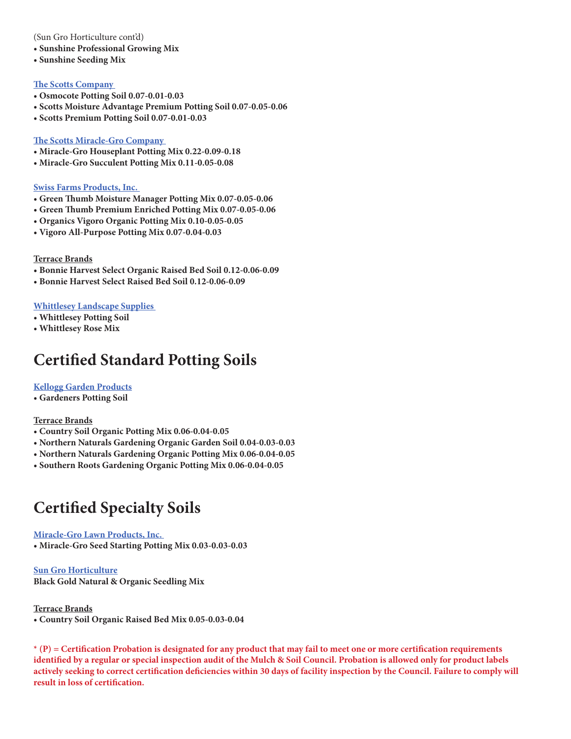(Sun Gro Horticulture cont'd)

- **Sunshine Professional Growing Mix**
- **Sunshine Seeding Mix**

**The Scotts Company**

- **Osmocote Potting Soil 0.07-0.01-0.03**
- **Scotts Moisture Advantage Premium Potting Soil 0.07-0.05-0.06**
- **Scotts Premium Potting Soil 0.07-0.01-0.03**

**The Scotts Miracle-Gro Company**

- **Miracle-Gro Houseplant Potting Mix 0.22-0.09-0.18**
- **Miracle-Gro Succulent Potting Mix 0.11-0.05-0.08**

**Swiss Farms Products, Inc.**

- **Green Thumb Moisture Manager Potting Mix 0.07-0.05-0.06**
- **Green Thumb Premium Enriched Potting Mix 0.07-0.05-0.06**
- **Organics Vigoro Organic Potting Mix 0.10-0.05-0.05**
- **Vigoro All-Purpose Potting Mix 0.07-0.04-0.03**

**Terrace Brands**

- **Bonnie Harvest Select Organic Raised Bed Soil 0.12-0.06-0.09**
- **Bonnie Harvest Select Raised Bed Soil 0.12-0.06-0.09**

**Whittlesey Landscape Supplies**

- **Whittlesey Potting Soil**
- **Whittlesey Rose Mix**

# Certified Standard Potting Soils

**Kellogg Garden Products**

- **Gardeners Potting Soil**

**Terrace Brands**

- **Country Soil Organic Potting Mix 0.06-0.04-0.05**
- **Northern Naturals Gardening Organic Garden Soil 0.04-0.03-0.03**
- **Northern Naturals Gardening Organic Potting Mix 0.06-0.04-0.05**
- **Southern Roots Gardening Organic Potting Mix 0.06-0.04-0.05**

# Certified Specialty Soils

**Miracle-Gro Lawn Products, Inc.**

- **Miracle-Gro Seed Starting Potting Mix 0.03-0.03-0.03**

**Sun Gro Horticulture**

**Black Gold Natural & Organic Seedling Mix**

**Terrace Brands**

- **Country Soil Organic Raised Bed Mix 0.05-0.03-0.04**

**\* (P) = Certification Probation is designated for any product that may fail to meet one or more certification requirements identified by a regular or special inspection audit of the Mulch & Soil Council. Probation is allowed only for product labels actively seeking to correct certification deficiencies within 30 days of facility inspection by the Council. Failure to comply will result in loss of certification.**